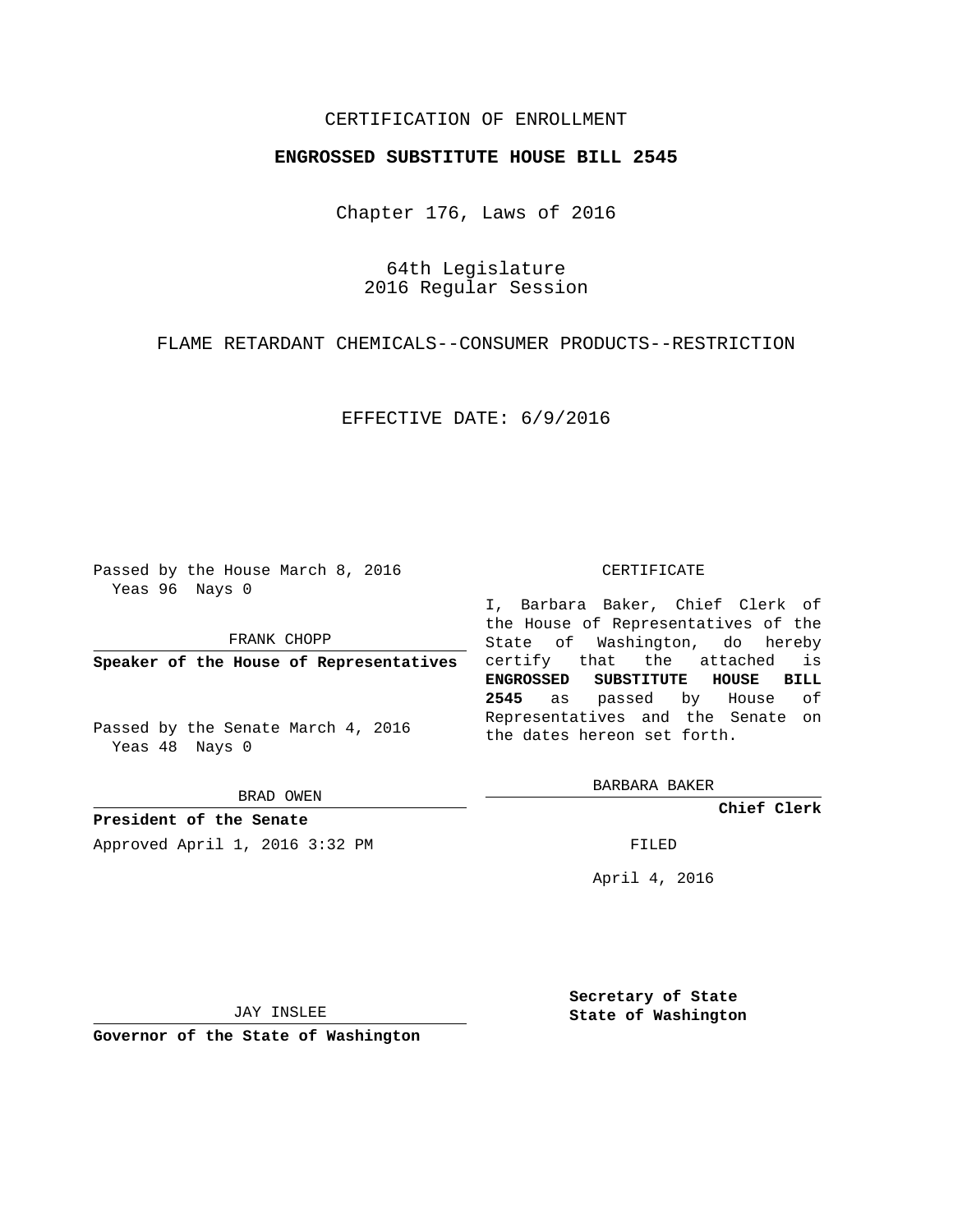CERTIFICATION OF ENROLLMENT

**ENGROSSED SUBSTITUTE HOUSE BILL 2545**

Chapter 176, Laws of 2016

64th Legislature
2016 Regular Session

FLAME RETARDANT CHEMICALS--CONSUMER PRODUCTS--RESTRICTION

EFFECTIVE DATE: 6/9/2016

Passed by the House March 8, 2016
Yeas 96 Nays 0

FRANK CHOPP

**Speaker of the House of Representatives**

Passed by the Senate March 4, 2016
Yeas 48 Nays 0

BRAD OWEN

**President of the Senate**

Approved April 1, 2016 3:32 PM

JAY INSLEE

**Governor of the State of Washington**

CERTIFICATE

I, Barbara Baker, Chief Clerk of the House of Representatives of the State of Washington, do hereby certify that the attached is **ENGROSSED SUBSTITUTE HOUSE BILL 2545** as passed by House of Representatives and the Senate on the dates hereon set forth.

BARBARA BAKER

**Chief Clerk**

FILED

April 4, 2016

**Secretary of State**
**State of Washington**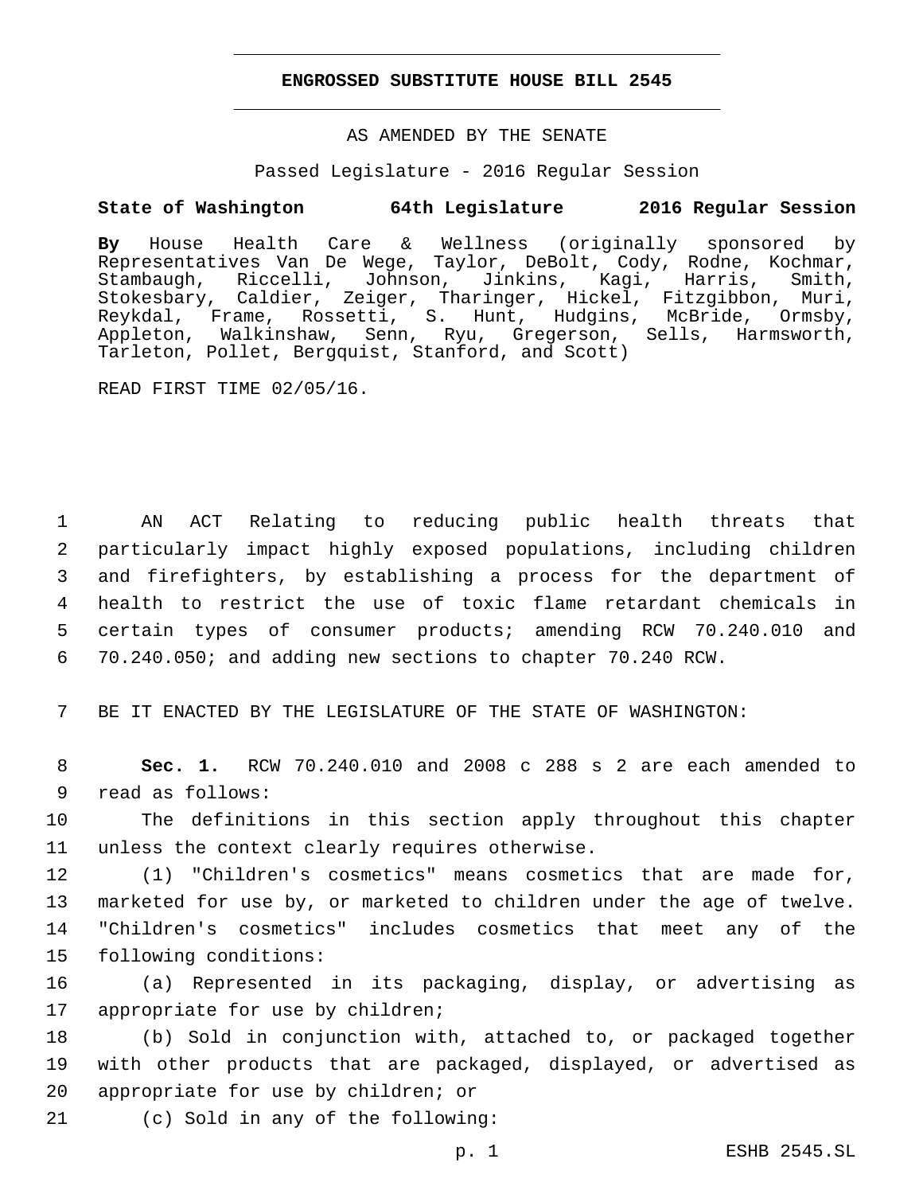# ENGROSSED SUBSTITUTE HOUSE BILL 2545

AS AMENDED BY THE SENATE

Passed Legislature - 2016 Regular Session

**State of Washington 64th Legislature 2016 Regular Session**

**By** House Health Care & Wellness (originally sponsored by Representatives Van De Wege, Taylor, DeBolt, Cody, Rodne, Kochmar, Stambaugh, Riccelli, Johnson, Jinkins, Kagi, Harris, Smith, Stokesbary, Caldier, Zeiger, Tharinger, Hickel, Fitzgibbon, Muri, Reykdal, Frame, Rossetti, S. Hunt, Hudgins, McBride, Ormsby, Appleton, Walkinshaw, Senn, Ryu, Gregerson, Sells, Harmsworth, Tarleton, Pollet, Bergquist, Stanford, and Scott)

READ FIRST TIME 02/05/16.

1 AN ACT Relating to reducing public health threats that
2 particularly impact highly exposed populations, including children
3 and firefighters, by establishing a process for the department of
4 health to restrict the use of toxic flame retardant chemicals in
5 certain types of consumer products; amending RCW 70.240.010 and
6 70.240.050; and adding new sections to chapter 70.240 RCW.

7 BE IT ENACTED BY THE LEGISLATURE OF THE STATE OF WASHINGTON:

8 **Sec. 1.** RCW 70.240.010 and 2008 c 288 s 2 are each amended to
9 read as follows:

10 The definitions in this section apply throughout this chapter
11 unless the context clearly requires otherwise.

12 (1) "Children's cosmetics" means cosmetics that are made for,
13 marketed for use by, or marketed to children under the age of twelve.
14 "Children's cosmetics" includes cosmetics that meet any of the
15 following conditions:

16 (a) Represented in its packaging, display, or advertising as
17 appropriate for use by children;

18 (b) Sold in conjunction with, attached to, or packaged together
19 with other products that are packaged, displayed, or advertised as
20 appropriate for use by children; or

21 (c) Sold in any of the following: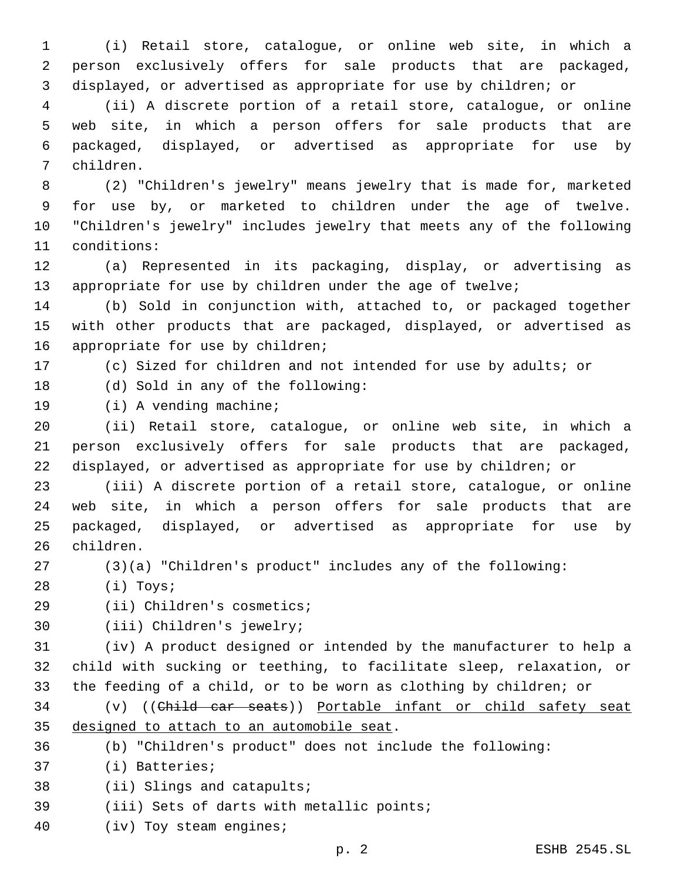(i) Retail store, catalogue, or online web site, in which a person exclusively offers for sale products that are packaged, displayed, or advertised as appropriate for use by children; or

(ii) A discrete portion of a retail store, catalogue, or online web site, in which a person offers for sale products that are packaged, displayed, or advertised as appropriate for use by children.

(2) "Children's jewelry" means jewelry that is made for, marketed for use by, or marketed to children under the age of twelve. "Children's jewelry" includes jewelry that meets any of the following conditions:

(a) Represented in its packaging, display, or advertising as appropriate for use by children under the age of twelve;

(b) Sold in conjunction with, attached to, or packaged together with other products that are packaged, displayed, or advertised as appropriate for use by children;

(c) Sized for children and not intended for use by adults; or

(d) Sold in any of the following:

(i) A vending machine;

(ii) Retail store, catalogue, or online web site, in which a person exclusively offers for sale products that are packaged, displayed, or advertised as appropriate for use by children; or

(iii) A discrete portion of a retail store, catalogue, or online web site, in which a person offers for sale products that are packaged, displayed, or advertised as appropriate for use by children.

(3)(a) "Children's product" includes any of the following:

(i) Toys;

(ii) Children's cosmetics;

(iii) Children's jewelry;

(iv) A product designed or intended by the manufacturer to help a child with sucking or teething, to facilitate sleep, relaxation, or the feeding of a child, or to be worn as clothing by children; or

(v) ((~~Child car seats~~)) <u>Portable infant or child safety seat designed to attach to an automobile seat</u>.

(b) "Children's product" does not include the following:

(i) Batteries;

(ii) Slings and catapults;

(iii) Sets of darts with metallic points;

(iv) Toy steam engines;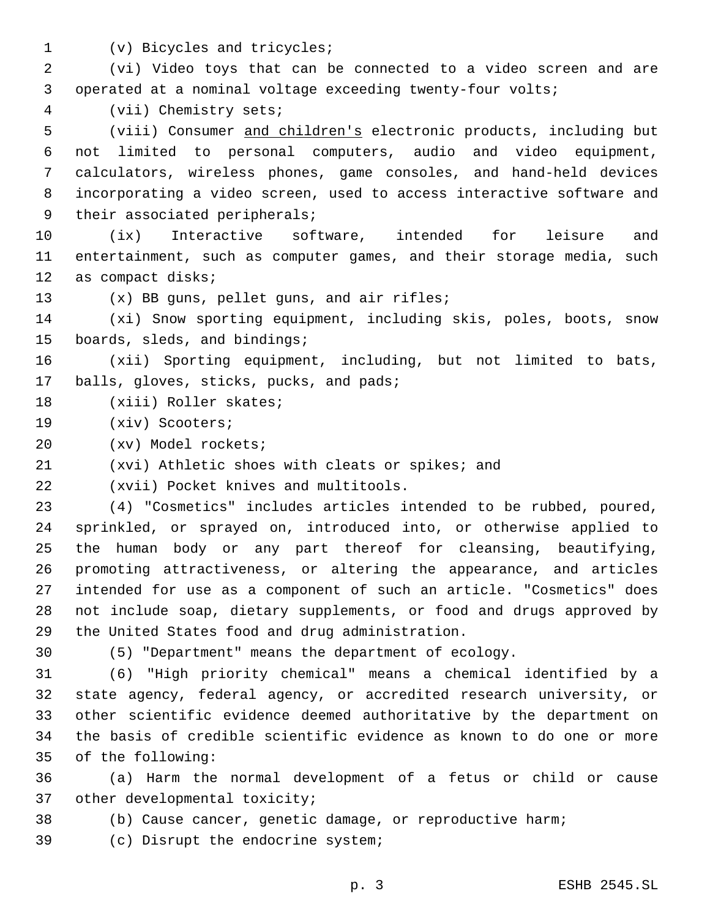(v) Bicycles and tricycles;

(vi) Video toys that can be connected to a video screen and are operated at a nominal voltage exceeding twenty-four volts;

(vii) Chemistry sets;

(viii) Consumer <u>and children's</u> electronic products, including but not limited to personal computers, audio and video equipment, calculators, wireless phones, game consoles, and hand-held devices incorporating a video screen, used to access interactive software and their associated peripherals;

(ix) Interactive software, intended for leisure and entertainment, such as computer games, and their storage media, such as compact disks;

(x) BB guns, pellet guns, and air rifles;

(xi) Snow sporting equipment, including skis, poles, boots, snow boards, sleds, and bindings;

(xii) Sporting equipment, including, but not limited to bats, balls, gloves, sticks, pucks, and pads;

(xiii) Roller skates;

(xiv) Scooters;

(xv) Model rockets;

(xvi) Athletic shoes with cleats or spikes; and

(xvii) Pocket knives and multitools.

(4) "Cosmetics" includes articles intended to be rubbed, poured, sprinkled, or sprayed on, introduced into, or otherwise applied to the human body or any part thereof for cleansing, beautifying, promoting attractiveness, or altering the appearance, and articles intended for use as a component of such an article. "Cosmetics" does not include soap, dietary supplements, or food and drugs approved by the United States food and drug administration.

(5) "Department" means the department of ecology.

(6) "High priority chemical" means a chemical identified by a state agency, federal agency, or accredited research university, or other scientific evidence deemed authoritative by the department on the basis of credible scientific evidence as known to do one or more of the following:

(a) Harm the normal development of a fetus or child or cause other developmental toxicity;

(b) Cause cancer, genetic damage, or reproductive harm;

(c) Disrupt the endocrine system;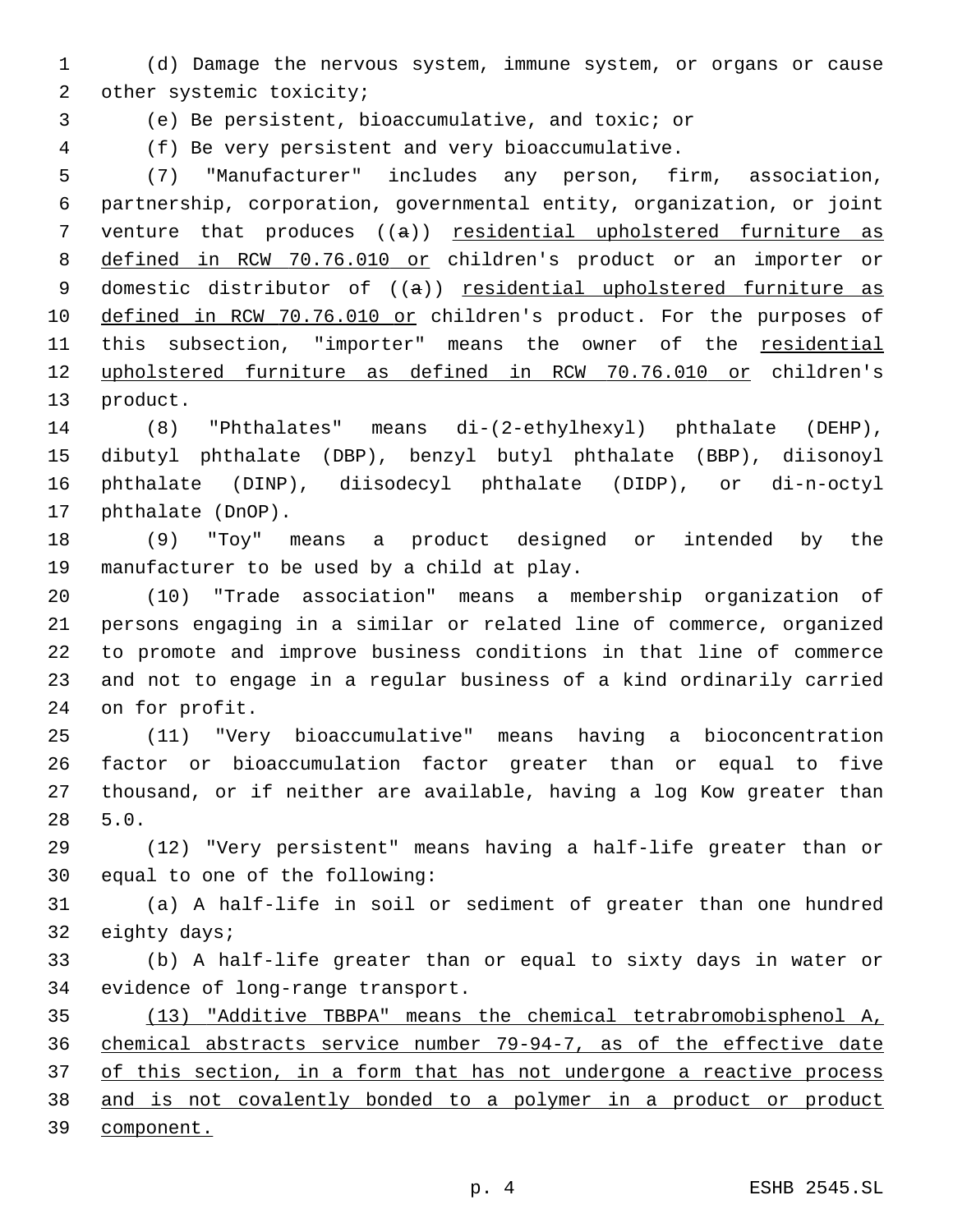(d) Damage the nervous system, immune system, or organs or cause other systemic toxicity;

(e) Be persistent, bioaccumulative, and toxic; or

(f) Be very persistent and very bioaccumulative.

(7) "Manufacturer" includes any person, firm, association, partnership, corporation, governmental entity, organization, or joint venture that produces ((~~a~~)) <u>residential upholstered furniture as defined in RCW 70.76.010 or</u> children's product or an importer or domestic distributor of ((~~a~~)) <u>residential upholstered furniture as defined in RCW 70.76.010 or</u> children's product. For the purposes of this subsection, "importer" means the owner of the <u>residential upholstered furniture as defined in RCW 70.76.010 or</u> children's product.

(8) "Phthalates" means di-(2-ethylhexyl) phthalate (DEHP), dibutyl phthalate (DBP), benzyl butyl phthalate (BBP), diisonoyl phthalate (DINP), diisodecyl phthalate (DIDP), or di-n-octyl phthalate (DnOP).

(9) "Toy" means a product designed or intended by the manufacturer to be used by a child at play.

(10) "Trade association" means a membership organization of persons engaging in a similar or related line of commerce, organized to promote and improve business conditions in that line of commerce and not to engage in a regular business of a kind ordinarily carried on for profit.

(11) "Very bioaccumulative" means having a bioconcentration factor or bioaccumulation factor greater than or equal to five thousand, or if neither are available, having a log Kow greater than 5.0.

(12) "Very persistent" means having a half-life greater than or equal to one of the following:

(a) A half-life in soil or sediment of greater than one hundred eighty days;

(b) A half-life greater than or equal to sixty days in water or evidence of long-range transport.

<u>(13) "Additive TBBPA" means the chemical tetrabromobisphenol A, chemical abstracts service number 79-94-7, as of the effective date of this section, in a form that has not undergone a reactive process and is not covalently bonded to a polymer in a product or product component.</u>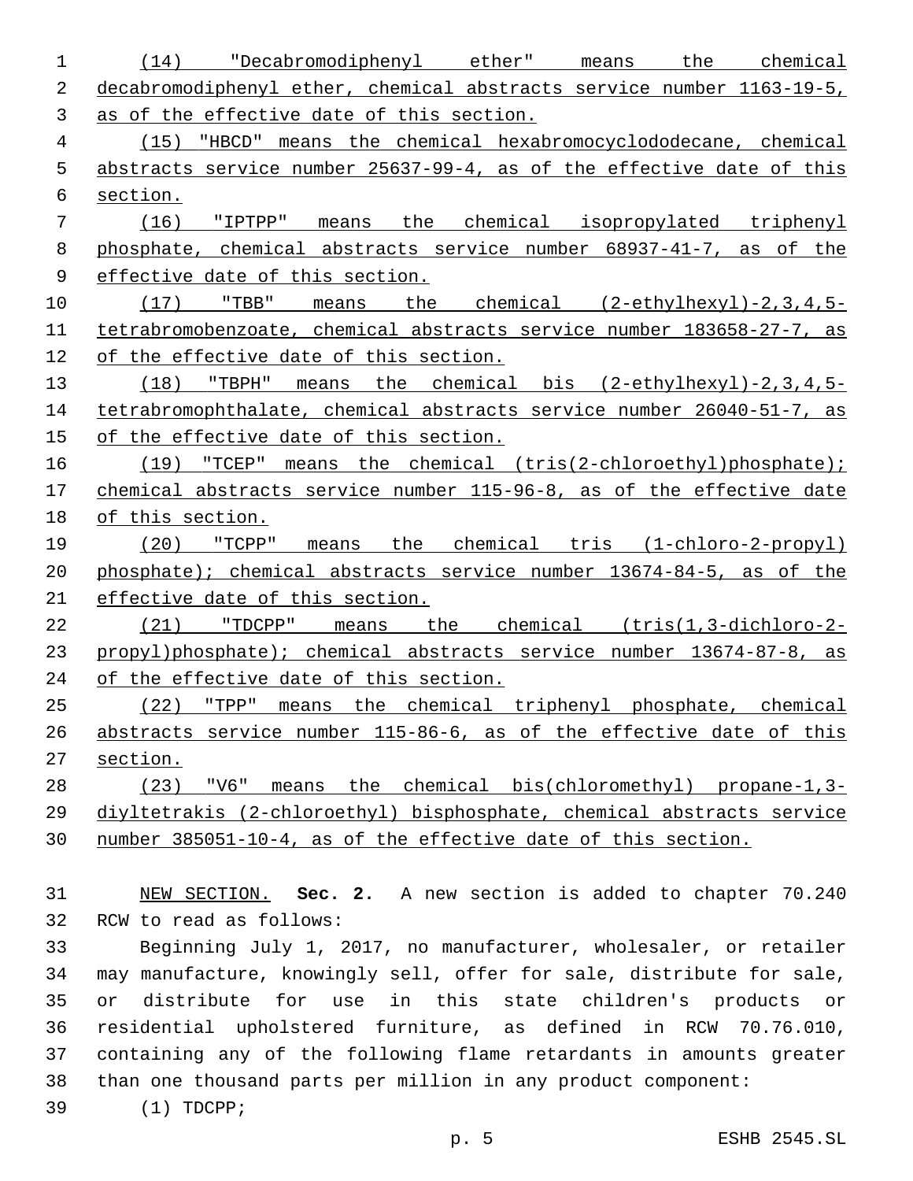(14) "Decabromodiphenyl ether" means the chemical decabromodiphenyl ether, chemical abstracts service number 1163-19-5, as of the effective date of this section.

(15) "HBCD" means the chemical hexabromocyclododecane, chemical abstracts service number 25637-99-4, as of the effective date of this section.

(16) "IPTPP" means the chemical isopropylated triphenyl phosphate, chemical abstracts service number 68937-41-7, as of the effective date of this section.

(17) "TBB" means the chemical (2-ethylhexyl)-2,3,4,5-tetrabromobenzoate, chemical abstracts service number 183658-27-7, as of the effective date of this section.

(18) "TBPH" means the chemical bis (2-ethylhexyl)-2,3,4,5-tetrabromophthalate, chemical abstracts service number 26040-51-7, as of the effective date of this section.

(19) "TCEP" means the chemical (tris(2-chloroethyl)phosphate); chemical abstracts service number 115-96-8, as of the effective date of this section.

(20) "TCPP" means the chemical tris (1-chloro-2-propyl) phosphate); chemical abstracts service number 13674-84-5, as of the effective date of this section.

(21) "TDCPP" means the chemical (tris(1,3-dichloro-2-propyl)phosphate); chemical abstracts service number 13674-87-8, as of the effective date of this section.

(22) "TPP" means the chemical triphenyl phosphate, chemical abstracts service number 115-86-6, as of the effective date of this section.

(23) "V6" means the chemical bis(chloromethyl) propane-1,3-diyltetrakis (2-chloroethyl) bisphosphate, chemical abstracts service number 385051-10-4, as of the effective date of this section.

NEW SECTION. **Sec. 2.** A new section is added to chapter 70.240 RCW to read as follows:

Beginning July 1, 2017, no manufacturer, wholesaler, or retailer may manufacture, knowingly sell, offer for sale, distribute for sale, or distribute for use in this state children's products or residential upholstered furniture, as defined in RCW 70.76.010, containing any of the following flame retardants in amounts greater than one thousand parts per million in any product component:

(1) TDCPP;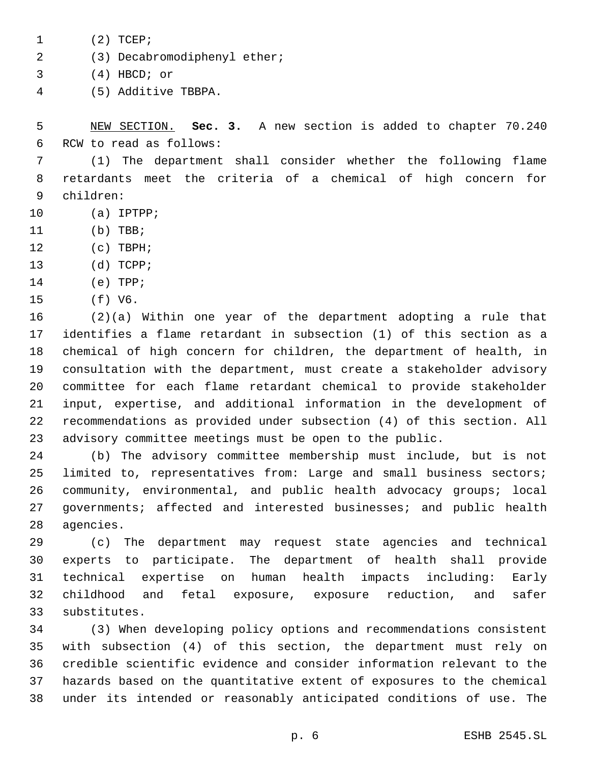(2) TCEP;

(3) Decabromodiphenyl ether;

(4) HBCD; or

(5) Additive TBBPA.

NEW SECTION. **Sec. 3.** A new section is added to chapter 70.240 RCW to read as follows:

(1) The department shall consider whether the following flame retardants meet the criteria of a chemical of high concern for children:

(a) IPTPP;

(b) TBB;

(c) TBPH;

(d) TCPP;

(e) TPP;

(f) V6.

(2)(a) Within one year of the department adopting a rule that identifies a flame retardant in subsection (1) of this section as a chemical of high concern for children, the department of health, in consultation with the department, must create a stakeholder advisory committee for each flame retardant chemical to provide stakeholder input, expertise, and additional information in the development of recommendations as provided under subsection (4) of this section. All advisory committee meetings must be open to the public.

(b) The advisory committee membership must include, but is not limited to, representatives from: Large and small business sectors; community, environmental, and public health advocacy groups; local governments; affected and interested businesses; and public health agencies.

(c) The department may request state agencies and technical experts to participate. The department of health shall provide technical expertise on human health impacts including: Early childhood and fetal exposure, exposure reduction, and safer substitutes.

(3) When developing policy options and recommendations consistent with subsection (4) of this section, the department must rely on credible scientific evidence and consider information relevant to the hazards based on the quantitative extent of exposures to the chemical under its intended or reasonably anticipated conditions of use. The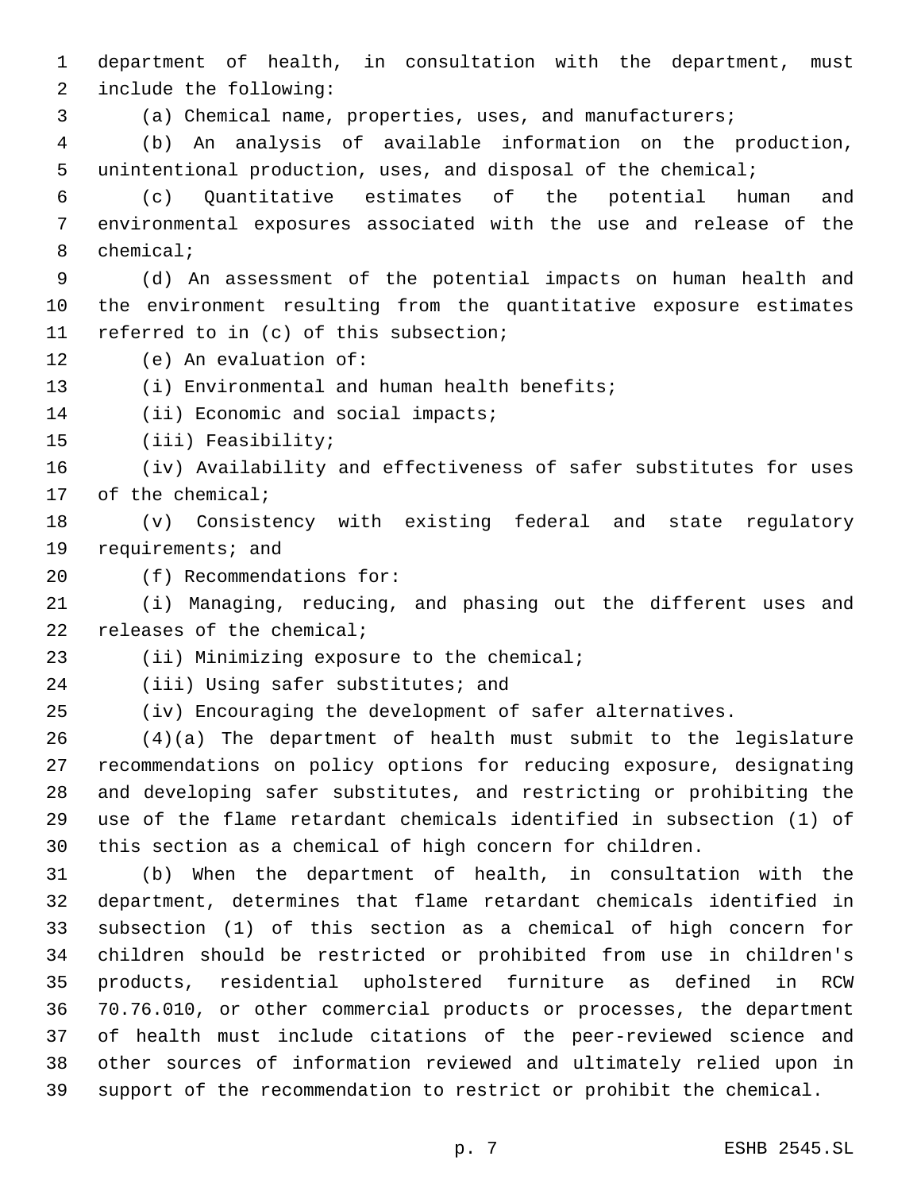department of health, in consultation with the department, must include the following:

(a) Chemical name, properties, uses, and manufacturers;

(b) An analysis of available information on the production, unintentional production, uses, and disposal of the chemical;

(c) Quantitative estimates of the potential human and environmental exposures associated with the use and release of the chemical;

(d) An assessment of the potential impacts on human health and the environment resulting from the quantitative exposure estimates referred to in (c) of this subsection;

(e) An evaluation of:

(i) Environmental and human health benefits;

(ii) Economic and social impacts;

(iii) Feasibility;

(iv) Availability and effectiveness of safer substitutes for uses of the chemical;

(v) Consistency with existing federal and state regulatory requirements; and

(f) Recommendations for:

(i) Managing, reducing, and phasing out the different uses and releases of the chemical;

(ii) Minimizing exposure to the chemical;

(iii) Using safer substitutes; and

(iv) Encouraging the development of safer alternatives.

(4)(a) The department of health must submit to the legislature recommendations on policy options for reducing exposure, designating and developing safer substitutes, and restricting or prohibiting the use of the flame retardant chemicals identified in subsection (1) of this section as a chemical of high concern for children.

(b) When the department of health, in consultation with the department, determines that flame retardant chemicals identified in subsection (1) of this section as a chemical of high concern for children should be restricted or prohibited from use in children's products, residential upholstered furniture as defined in RCW 70.76.010, or other commercial products or processes, the department of health must include citations of the peer-reviewed science and other sources of information reviewed and ultimately relied upon in support of the recommendation to restrict or prohibit the chemical.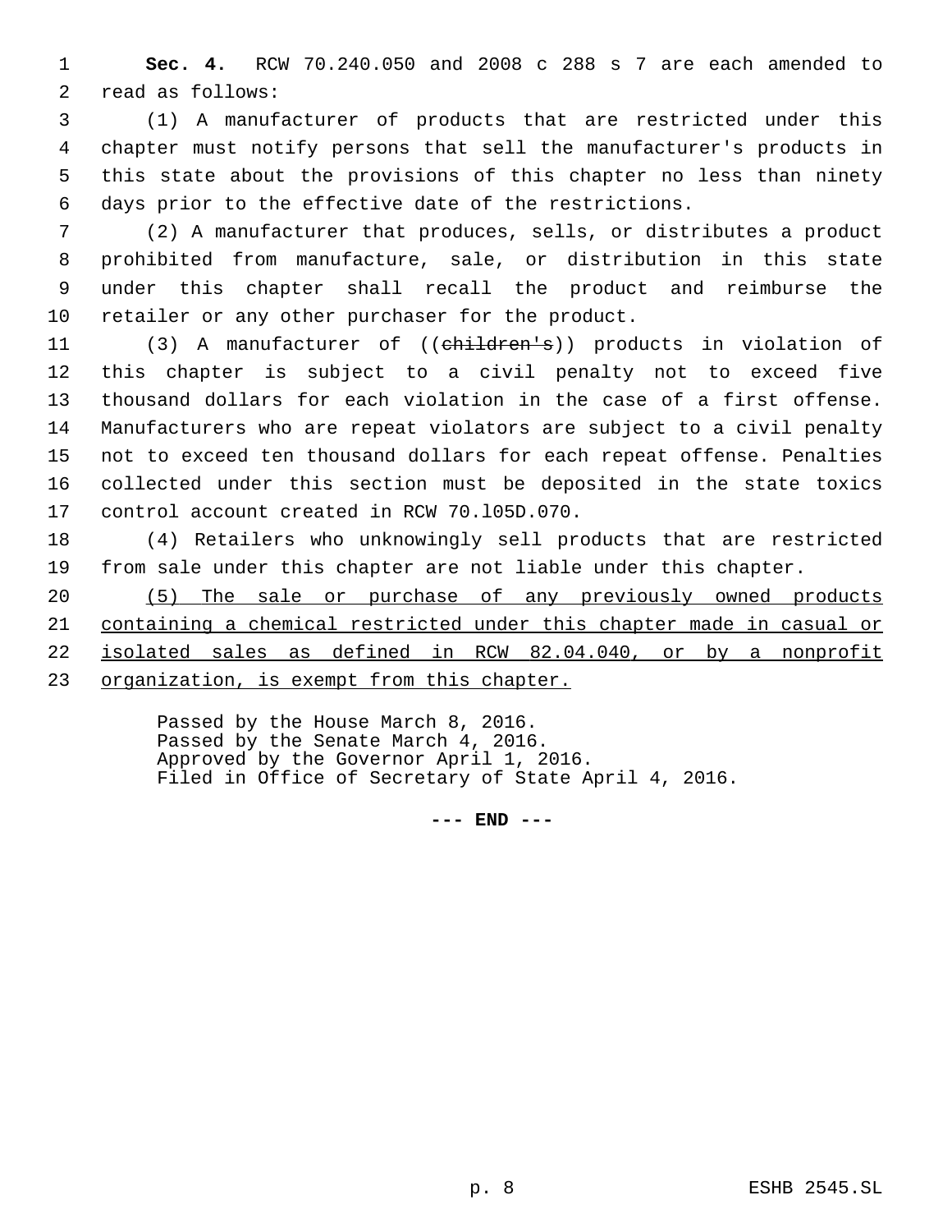**Sec. 4.** RCW 70.240.050 and 2008 c 288 s 7 are each amended to read as follows:

(1) A manufacturer of products that are restricted under this chapter must notify persons that sell the manufacturer's products in this state about the provisions of this chapter no less than ninety days prior to the effective date of the restrictions.

(2) A manufacturer that produces, sells, or distributes a product prohibited from manufacture, sale, or distribution in this state under this chapter shall recall the product and reimburse the retailer or any other purchaser for the product.

(3) A manufacturer of ((~~children's~~)) products in violation of this chapter is subject to a civil penalty not to exceed five thousand dollars for each violation in the case of a first offense. Manufacturers who are repeat violators are subject to a civil penalty not to exceed ten thousand dollars for each repeat offense. Penalties collected under this section must be deposited in the state toxics control account created in RCW 70.l05D.070.

(4) Retailers who unknowingly sell products that are restricted from sale under this chapter are not liable under this chapter.

<u>(5) The sale or purchase of any previously owned products containing a chemical restricted under this chapter made in casual or isolated sales as defined in RCW 82.04.040, or by a nonprofit organization, is exempt from this chapter.</u>

Passed by the House March 8, 2016.
Passed by the Senate March 4, 2016.
Approved by the Governor April 1, 2016.
Filed in Office of Secretary of State April 4, 2016.

**--- END ---**